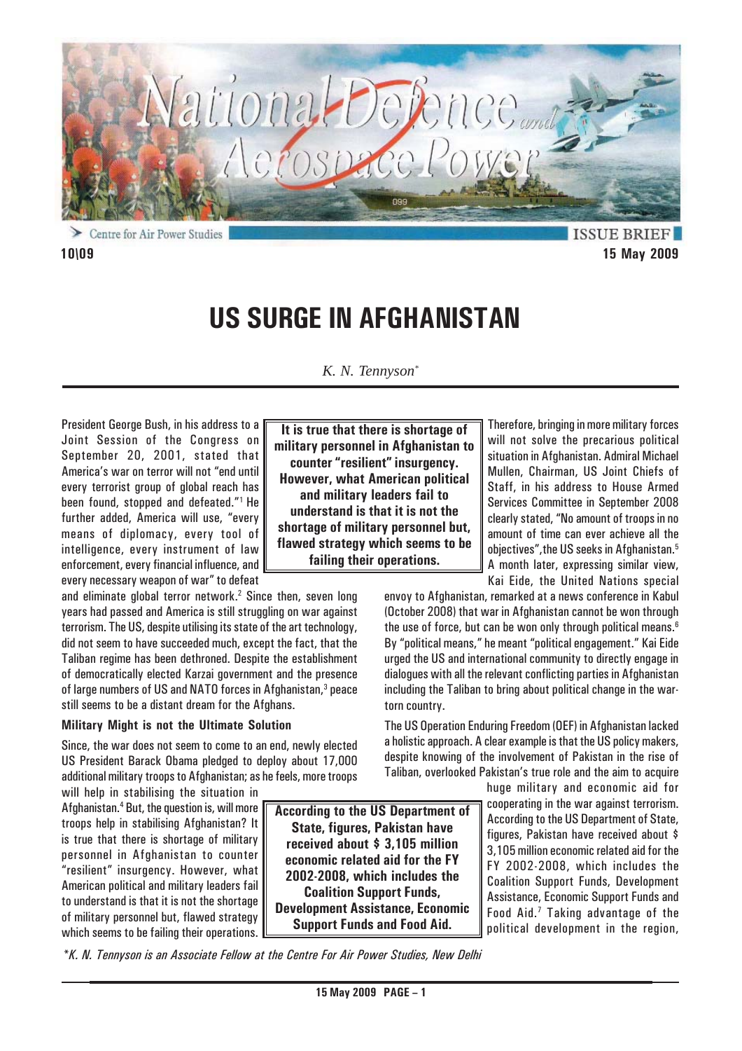ISSUE BRIEF

10\09

15 May 2009

# US SURGE IN AFGHANISTAN

*K. N. Tennyson\**

President George Bush, in his address to a Joint Session of the Congress on September 20, 2001, stated that America's war on terror will not "end until every terrorist group of global reach has been found, stopped and defeated."[1] He further added, America will use, "every means of diplomacy, every tool of intelligence, every instrument of law enforcement, every financial influence, and every necessary weapon of war" to defeat and eliminate global terror network.[2] Since then, seven long years had passed and America is still struggling on war against terrorism. The US, despite utilising its state of the art technology, did not seem to have succeeded much, except the fact, that the Taliban regime has been dethroned. Despite the establishment of democratically elected Karzai government and the presence of large numbers of US and NATO forces in Afghanistan,[3] peace still seems to be a distant dream for the Afghans.

### Military Might is not the Ultimate Solution

Since, the war does not seem to come to an end, newly elected US President Barack Obama pledged to deploy about 17,000 additional military troops to Afghanistan; as he feels, more troops will help in stabilising the situation in Afghanistan.[4] But, the question is, will more troops help in stabilising Afghanistan? It is true that there is shortage of military personnel in Afghanistan to counter "resilient" insurgency. However, what American political and military leaders fail to understand is that it is not the shortage of military personnel but, flawed strategy which seems to be failing their operations.

**It is true that there is shortage of military personnel in Afghanistan to counter "resilient" insurgency. However, what American political and military leaders fail to understand is that it is not the shortage of military personnel but, flawed strategy which seems to be failing their operations.**

Therefore, bringing in more military forces will not solve the precarious political situation in Afghanistan. Admiral Michael Mullen, Chairman, US Joint Chiefs of Staff, in his address to House Armed Services Committee in September 2008 clearly stated, "No amount of troops in no amount of time can ever achieve all the objectives", the US seeks in Afghanistan.[5] A month later, expressing similar view, Kai Eide, the United Nations special envoy to Afghanistan, remarked at a news conference in Kabul (October 2008) that war in Afghanistan cannot be won through the use of force, but can be won only through political means.[6] By "political means," he meant "political engagement." Kai Eide urged the US and international community to directly engage in dialogues with all the relevant conflicting parties in Afghanistan including the Taliban to bring about political change in the war-torn country.

The US Operation Enduring Freedom (OEF) in Afghanistan lacked a holistic approach. A clear example is that the US policy makers, despite knowing of the involvement of Pakistan in the rise of Taliban, overlooked Pakistan's true role and the aim to acquire huge military and economic aid for cooperating in the war against terrorism. According to the US Department of State, figures, Pakistan have received about $ 3,105 million economic related aid for the FY 2002-2008, which includes the Coalition Support Funds, Development Assistance, Economic Support Funds and Food Aid.[7] Taking advantage of the political development in the region,

**According to the US Department of State, figures, Pakistan have received about $ 3,105 million economic related aid for the FY 2002-2008, which includes the Coalition Support Funds, Development Assistance, Economic Support Funds and Food Aid.**

*\*K. N. Tennyson is an Associate Fellow at the Centre For Air Power Studies, New Delhi*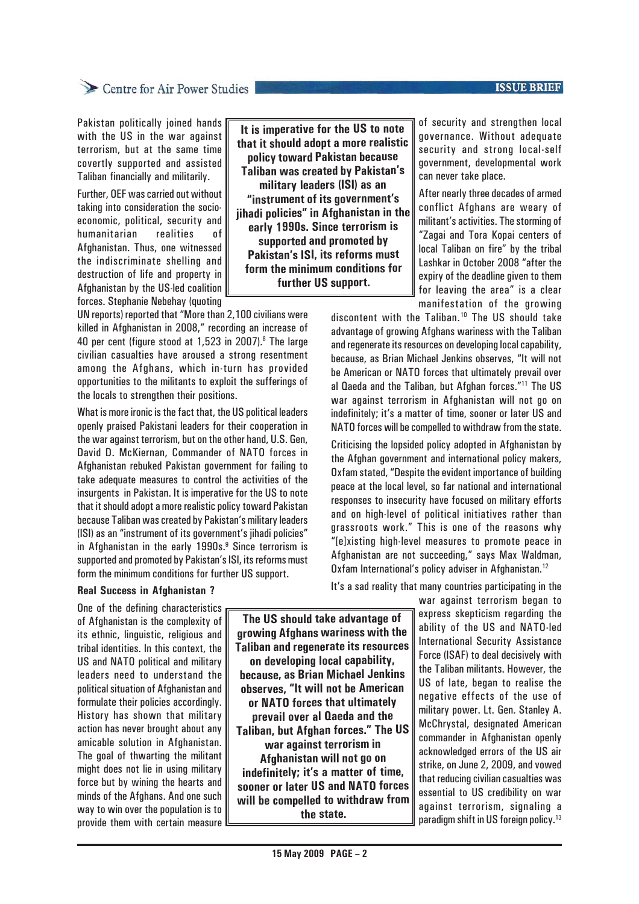Pakistan politically joined hands with the US in the war against terrorism, but at the same time covertly supported and assisted Taliban financially and militarily.

Further, OEF was carried out without taking into consideration the socio-economic, political, security and humanitarian realities of Afghanistan. Thus, one witnessed the indiscriminate shelling and destruction of life and property in Afghanistan by the US-led coalition forces. Stephanie Nebehay (quoting UN reports) reported that "More than 2,100 civilians were killed in Afghanistan in 2008," recording an increase of 40 per cent (figure stood at 1,523 in 2007).[8] The large civilian casualties have aroused a strong resentment among the Afghans, which in-turn has provided opportunities to the militants to exploit the sufferings of the locals to strengthen their positions.

What is more ironic is the fact that, the US political leaders openly praised Pakistani leaders for their cooperation in the war against terrorism, but on the other hand, U.S. Gen, David D. McKiernan, Commander of NATO forces in Afghanistan rebuked Pakistan government for failing to take adequate measures to control the activities of the insurgents in Pakistan. It is imperative for the US to note that it should adopt a more realistic policy toward Pakistan because Taliban was created by Pakistan's military leaders (ISI) as an "instrument of its government's jihadi policies" in Afghanistan in the early 1990s.[9] Since terrorism is supported and promoted by Pakistan's ISI, its reforms must form the minimum conditions for further US support.

> **It is imperative for the US to note that it should adopt a more realistic policy toward Pakistan because Taliban was created by Pakistan's military leaders (ISI) as an "instrument of its government's jihadi policies" in Afghanistan in the early 1990s. Since terrorism is supported and promoted by Pakistan's ISI, its reforms must form the minimum conditions for further US support.**

### Real Success in Afghanistan ?

One of the defining characteristics of Afghanistan is the complexity of its ethnic, linguistic, religious and tribal identities. In this context, the US and NATO political and military leaders need to understand the political situation of Afghanistan and formulate their policies accordingly. History has shown that military action has never brought about any amicable solution in Afghanistan. The goal of thwarting the militant might does not lie in using military force but by wining the hearts and minds of the Afghans. And one such way to win over the population is to provide them with certain measure of security and strengthen local governance. Without adequate security and strong local-self government, developmental work can never take place.

After nearly three decades of armed conflict Afghans are weary of militant's activities. The storming of "Zagai and Tora Kopai centers of local Taliban on fire" by the tribal Lashkar in October 2008 "after the expiry of the deadline given to them for leaving the area" is a clear manifestation of the growing discontent with the Taliban.[10] The US should take advantage of growing Afghans wariness with the Taliban and regenerate its resources on developing local capability, because, as Brian Michael Jenkins observes, "It will not be American or NATO forces that ultimately prevail over al Qaeda and the Taliban, but Afghan forces."[11] The US war against terrorism in Afghanistan will not go on indefinitely; it's a matter of time, sooner or later US and NATO forces will be compelled to withdraw from the state.

> **The US should take advantage of growing Afghans wariness with the Taliban and regenerate its resources on developing local capability, because, as Brian Michael Jenkins observes, "It will not be American or NATO forces that ultimately prevail over al Qaeda and the Taliban, but Afghan forces." The US war against terrorism in Afghanistan will not go on indefinitely; it's a matter of time, sooner or later US and NATO forces will be compelled to withdraw from the state.**

Criticising the lopsided policy adopted in Afghanistan by the Afghan government and international policy makers, Oxfam stated, "Despite the evident importance of building peace at the local level, so far national and international responses to insecurity have focused on military efforts and on high-level of political initiatives rather than grassroots work." This is one of the reasons why "[e]xisting high-level measures to promote peace in Afghanistan are not succeeding," says Max Waldman, Oxfam International's policy adviser in Afghanistan.[12]

It's a sad reality that many countries participating in the war against terrorism began to express skepticism regarding the ability of the US and NATO-led International Security Assistance Force (ISAF) to deal decisively with the Taliban militants. However, the US of late, began to realise the negative effects of the use of military power. Lt. Gen. Stanley A. McChrystal, designated American commander in Afghanistan openly acknowledged errors of the US air strike, on June 2, 2009, and vowed that reducing civilian casualties was essential to US credibility on war against terrorism, signaling a paradigm shift in US foreign policy.[13]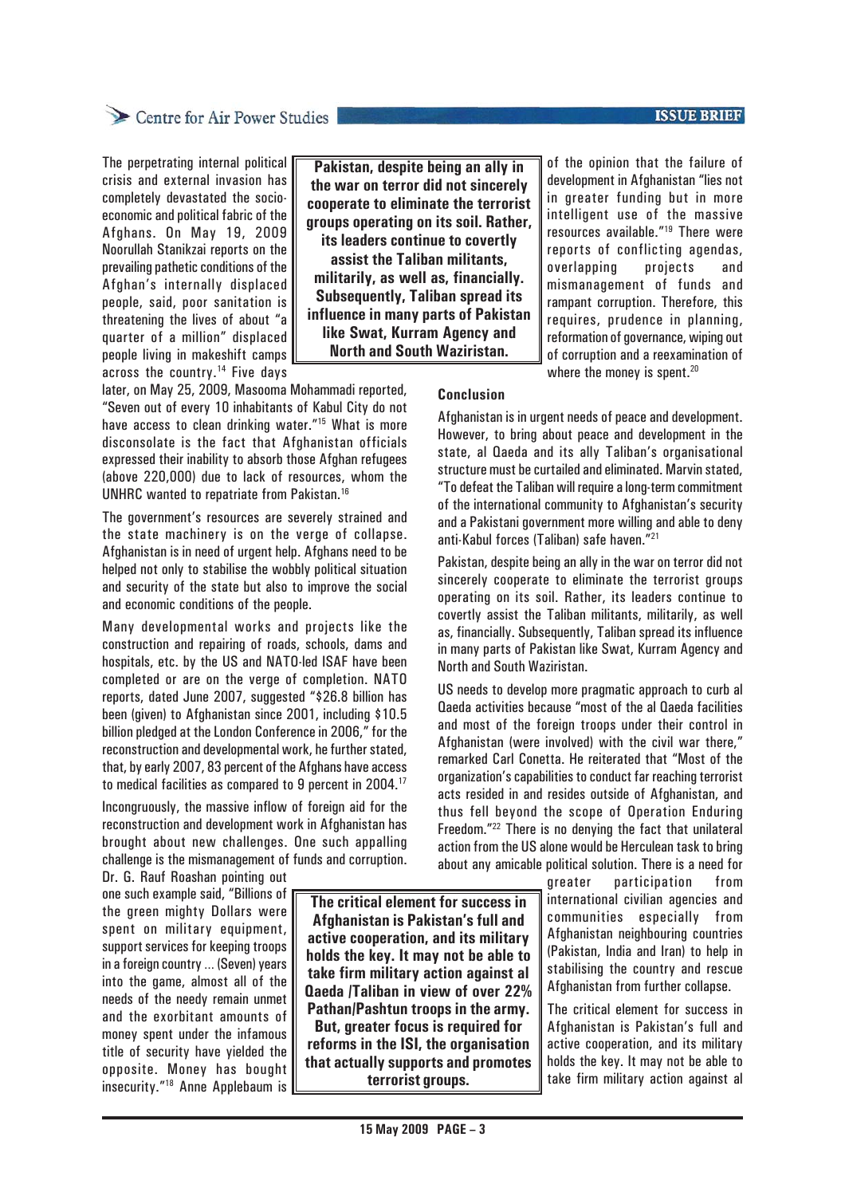The perpetrating internal political crisis and external invasion has completely devastated the socio-economic and political fabric of the Afghans. On May 19, 2009 Noorullah Stanikzai reports on the prevailing pathetic conditions of the Afghan's internally displaced people, said, poor sanitation is threatening the lives of about "a quarter of a million" displaced people living in makeshift camps across the country.[14] Five days later, on May 25, 2009, Masooma Mohammadi reported, "Seven out of every 10 inhabitants of Kabul City do not have access to clean drinking water."[15] What is more disconsolate is the fact that Afghanistan officials expressed their inability to absorb those Afghan refugees (above 220,000) due to lack of resources, whom the UNHRC wanted to repatriate from Pakistan.[16]

**Pakistan, despite being an ally in the war on terror did not sincerely cooperate to eliminate the terrorist groups operating on its soil. Rather, its leaders continue to covertly assist the Taliban militants, militarily, as well as, financially. Subsequently, Taliban spread its influence in many parts of Pakistan like Swat, Kurram Agency and North and South Waziristan.**

The government's resources are severely strained and the state machinery is on the verge of collapse. Afghanistan is in need of urgent help. Afghans need to be helped not only to stabilise the wobbly political situation and security of the state but also to improve the social and economic conditions of the people.

Many developmental works and projects like the construction and repairing of roads, schools, dams and hospitals, etc. by the US and NATO-led ISAF have been completed or are on the verge of completion. NATO reports, dated June 2007, suggested "$26.8 billion has been (given) to Afghanistan since 2001, including $10.5 billion pledged at the London Conference in 2006," for the reconstruction and developmental work, he further stated, that, by early 2007, 83 percent of the Afghans have access to medical facilities as compared to 9 percent in 2004.[17]

Incongruously, the massive inflow of foreign aid for the reconstruction and development work in Afghanistan has brought about new challenges. One such appalling challenge is the mismanagement of funds and corruption. Dr. G. Rauf Roashan pointing out one such example said, "Billions of the green mighty Dollars were spent on military equipment, support services for keeping troops in a foreign country ... (Seven) years into the game, almost all of the needs of the needy remain unmet and the exorbitant amounts of money spent under the infamous title of security have yielded the opposite. Money has bought insecurity."[18] Anne Applebaum is of the opinion that the failure of development in Afghanistan "lies not in greater funding but in more intelligent use of the massive resources available."[19] There were reports of conflicting agendas, overlapping projects and mismanagement of funds and rampant corruption. Therefore, this requires, prudence in planning, reformation of governance, wiping out of corruption and a reexamination of where the money is spent.[20]

**The critical element for success in Afghanistan is Pakistan's full and active cooperation, and its military holds the key. It may not be able to take firm military action against al Qaeda /Taliban in view of over 22% Pathan/Pashtun troops in the army. But, greater focus is required for reforms in the ISI, the organisation that actually supports and promotes terrorist groups.**

## Conclusion

Afghanistan is in urgent needs of peace and development. However, to bring about peace and development in the state, al Qaeda and its ally Taliban's organisational structure must be curtailed and eliminated. Marvin stated, "To defeat the Taliban will require a long-term commitment of the international community to Afghanistan's security and a Pakistani government more willing and able to deny anti-Kabul forces (Taliban) safe haven."[21]

Pakistan, despite being an ally in the war on terror did not sincerely cooperate to eliminate the terrorist groups operating on its soil. Rather, its leaders continue to covertly assist the Taliban militants, militarily, as well as, financially. Subsequently, Taliban spread its influence in many parts of Pakistan like Swat, Kurram Agency and North and South Waziristan.

US needs to develop more pragmatic approach to curb al Qaeda activities because "most of the al Qaeda facilities and most of the foreign troops under their control in Afghanistan (were involved) with the civil war there," remarked Carl Conetta. He reiterated that "Most of the organization's capabilities to conduct far reaching terrorist acts resided in and resides outside of Afghanistan, and thus fell beyond the scope of Operation Enduring Freedom."[22] There is no denying the fact that unilateral action from the US alone would be Herculean task to bring about any amicable political solution. There is a need for greater participation from international civilian agencies and communities especially from Afghanistan neighbouring countries (Pakistan, India and Iran) to help in stabilising the country and rescue Afghanistan from further collapse.

The critical element for success in Afghanistan is Pakistan's full and active cooperation, and its military holds the key. It may not be able to take firm military action against al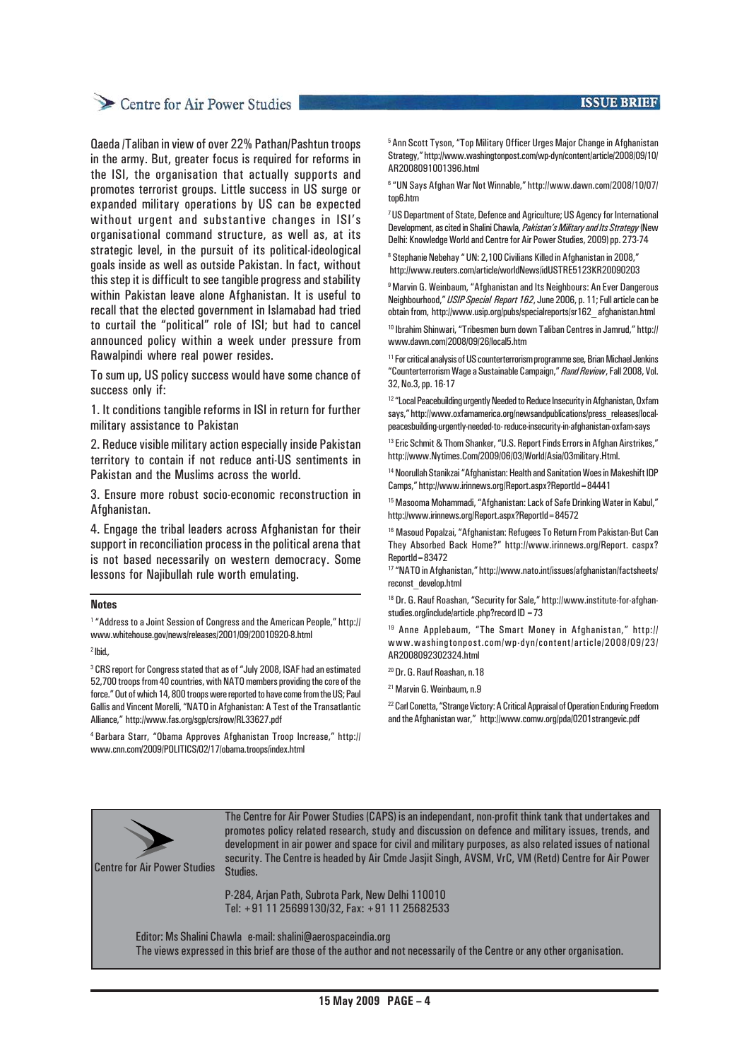Qaeda /Taliban in view of over 22% Pathan/Pashtun troops in the army. But, greater focus is required for reforms in the ISI, the organisation that actually supports and promotes terrorist groups. Little success in US surge or expanded military operations by US can be expected without urgent and substantive changes in ISI's organisational command structure, as well as, at its strategic level, in the pursuit of its political-ideological goals inside as well as outside Pakistan. In fact, without this step it is difficult to see tangible progress and stability within Pakistan leave alone Afghanistan. It is useful to recall that the elected government in Islamabad had tried to curtail the "political" role of ISI; but had to cancel announced policy within a week under pressure from Rawalpindi where real power resides.

To sum up, US policy success would have some chance of success only if:

1. It conditions tangible reforms in ISI in return for further military assistance to Pakistan

2. Reduce visible military action especially inside Pakistan territory to contain if not reduce anti-US sentiments in Pakistan and the Muslims across the world.

3. Ensure more robust socio-economic reconstruction in Afghanistan.

4. Engage the tribal leaders across Afghanistan for their support in reconciliation process in the political arena that is not based necessarily on western democracy. Some lessons for Najibullah rule worth emulating.

### Notes

[1] "Address to a Joint Session of Congress and the American People," http://www.whitehouse.gov/news/releases/2001/09/20010920-8.html

[2] Ibid.,

[3] CRS report for Congress stated that as of "July 2008, ISAF had an estimated 52,700 troops from 40 countries, with NATO members providing the core of the force." Out of which 14, 800 troops were reported to have come from the US; Paul Gallis and Vincent Morelli, "NATO in Afghanistan: A Test of the Transatlantic Alliance," http://www.fas.org/sgp/crs/row/RL33627.pdf

[4] Barbara Starr, "Obama Approves Afghanistan Troop Increase," http://www.cnn.com/2009/POLITICS/02/17/obama.troops/index.html

[5] Ann Scott Tyson, "Top Military Officer Urges Major Change in Afghanistan Strategy," http://www.washingtonpost.com/wp-dyn/content/article/2008/09/10/AR2008091001396.html

[6] "UN Says Afghan War Not Winnable," http://www.dawn.com/2008/10/07/top6.htm

[7] US Department of State, Defence and Agriculture; US Agency for International Development, as cited in Shalini Chawla, *Pakistan's Military and Its Strategy* (New Delhi: Knowledge World and Centre for Air Power Studies, 2009) pp. 273-74

[8] Stephanie Nebehay " UN: 2,100 Civilians Killed in Afghanistan in 2008," http://www.reuters.com/article/worldNews/idUSTRE5123KR20090203

[9] Marvin G. Weinbaum, "Afghanistan and Its Neighbours: An Ever Dangerous Neighbourhood," *USIP Special Report 162*, June 2006, p. 11; Full article can be obtain from, http://www.usip.org/pubs/specialreports/sr162_afghanistan.html

[10] Ibrahim Shinwari, "Tribesmen burn down Taliban Centres in Jamrud," http://www.dawn.com/2008/09/26/local5.htm

[11] For critical analysis of US counterterrorism programme see, Brian Michael Jenkins "Counterterrorism Wage a Sustainable Campaign," *Rand Review*, Fall 2008, Vol. 32, No.3, pp. 16-17

[12] "Local Peacebuilding urgently Needed to Reduce Insecurity in Afghanistan, Oxfam says," http://www.oxfamamerica.org/newsandpublications/press_releases/local-peacesbuilding-urgently-needed-to- reduce-insecurity-in-afghanistan-oxfam-says

[13] Eric Schmit & Thom Shanker, "U.S. Report Finds Errors in Afghan Airstrikes," http://www.Nytimes.Com/2009/06/03/World/Asia/03military.Html.

[14] Noorullah Stanikzai "Afghanistan: Health and Sanitation Woes in Makeshift IDP Camps," http://www.irinnews.org/Report.aspx?ReportId=84441

[15] Masooma Mohammadi, "Afghanistan: Lack of Safe Drinking Water in Kabul," http://www.irinnews.org/Report.aspx?ReportId=84572

[16] Masoud Popalzai, "Afghanistan: Refugees To Return From Pakistan-But Can They Absorbed Back Home?" http://www.irinnews.org/Report. caspx?ReportId=83472

[17] "NATO in Afghanistan," http://www.nato.int/issues/afghanistan/factsheets/reconst_develop.html

[18] Dr. G. Rauf Roashan, "Security for Sale," http://www.institute-for-afghan-studies.org/include/article .php?record ID =73

[19] Anne Applebaum, "The Smart Money in Afghanistan," http://www.washingtonpost.com/wp-dyn/content/article/2008/09/23/AR2008092302324.html

[20] Dr. G. Rauf Roashan, n.18

[21] Marvin G. Weinbaum, n.9

[22] Carl Conetta, "Strange Victory: A Critical Appraisal of Operation Enduring Freedom and the Afghanistan war," http://www.comw.org/pda/0201strangevic.pdf

---

Centre for Air Power Studies

The Centre for Air Power Studies (CAPS) is an independant, non-profit think tank that undertakes and promotes policy related research, study and discussion on defence and military issues, trends, and development in air power and space for civil and military purposes, as also related issues of national security. The Centre is headed by Air Cmde Jasjit Singh, AVSM, VrC, VM (Retd) Centre for Air Power Studies.

P-284, Arjan Path, Subrota Park, New Delhi 110010
Tel: +91 11 25699130/32, Fax: +91 11 25682533

Editor: Ms Shalini Chawla e-mail: shalini@aerospaceindia.org
The views expressed in this brief are those of the author and not necessarily of the Centre or any other organisation.